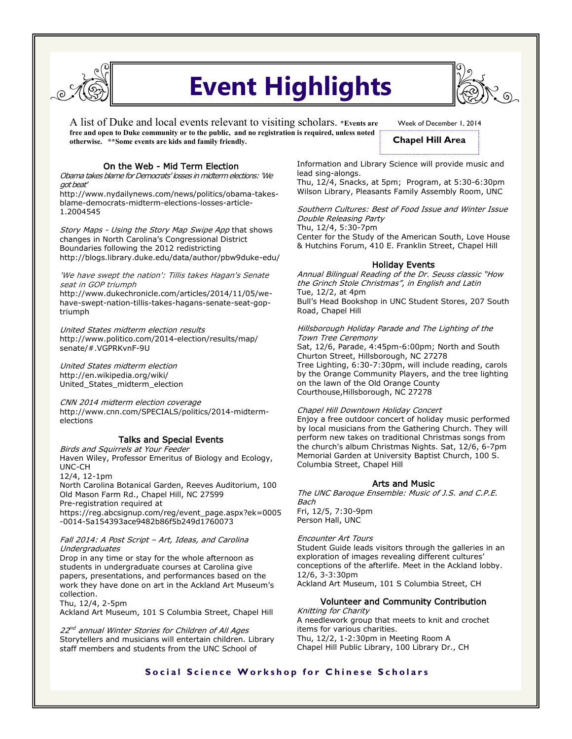# Event Highlights

A list of Duke and local events relevant to visiting scholars. ***Events are free and open to Duke community or to the public, and no registration is required, unless noted otherwise. **Some events are kids and family friendly.**

Week of December 1, 2014

**Chapel Hill Area**

## On the Web - Mid Term Election

*Obama takes blame for Democrats' losses in midterm elections: 'We got beat'*
http://www.nydailynews.com/news/politics/obama-takes-blame-democrats-midterm-elections-losses-article-1.2004545

*Story Maps - Using the Story Map Swipe App* that shows changes in North Carolina's Congressional District Boundaries following the 2012 redistricting
http://blogs.library.duke.edu/data/author/pbw9duke-edu/

*'We have swept the nation': Tillis takes Hagan's Senate seat in GOP triumph*
http://www.dukechronicle.com/articles/2014/11/05/we-have-swept-nation-tillis-takes-hagans-senate-seat-gop-triumph

*United States midterm election results*
http://www.politico.com/2014-election/results/map/senate/#.VGPRKvnF-9U

*United States midterm election*
http://en.wikipedia.org/wiki/United_States_midterm_election

*CNN 2014 midterm election coverage*
http://www.cnn.com/SPECIALS/politics/2014-midterm-elections

## Talks and Special Events

*Birds and Squirrels at Your Feeder*
Haven Wiley, Professor Emeritus of Biology and Ecology, UNC-CH
12/4, 12-1pm
North Carolina Botanical Garden, Reeves Auditorium, 100 Old Mason Farm Rd., Chapel Hill, NC 27599
Pre-registration required at
https://reg.abcsignup.com/reg/event_page.aspx?ek=0005-0014-5a154393ace9482b86f5b249d1760073

*Fall 2014: A Post Script – Art, Ideas, and Carolina Undergraduates*
Drop in any time or stay for the whole afternoon as students in undergraduate courses at Carolina give papers, presentations, and performances based on the work they have done on art in the Ackland Art Museum's collection.
Thu, 12/4, 2-5pm
Ackland Art Museum, 101 S Columbia Street, Chapel Hill

*22nd annual Winter Stories for Children of All Ages*
Storytellers and musicians will entertain children. Library staff members and students from the UNC School of Information and Library Science will provide music and lead sing-alongs.
Thu, 12/4, Snacks, at 5pm; Program, at 5:30-6:30pm
Wilson Library, Pleasants Family Assembly Room, UNC

*Southern Cultures: Best of Food Issue and Winter Issue Double Releasing Party*
Thu, 12/4, 5:30-7pm
Center for the Study of the American South, Love House & Hutchins Forum, 410 E. Franklin Street, Chapel Hill

## Holiday Events

*Annual Bilingual Reading of the Dr. Seuss classic "How the Grinch Stole Christmas", in English and Latin*
Tue, 12/2, at 4pm
Bull's Head Bookshop in UNC Student Stores, 207 South Road, Chapel Hill

*Hillsborough Holiday Parade and The Lighting of the Town Tree Ceremony*
Sat, 12/6, Parade, 4:45pm-6:00pm; North and South Churton Street, Hillsborough, NC 27278
Tree Lighting, 6:30-7:30pm, will include reading, carols by the Orange Community Players, and the tree lighting on the lawn of the Old Orange County Courthouse,Hillsborough, NC 27278

*Chapel Hill Downtown Holiday Concert*
Enjoy a free outdoor concert of holiday music performed by local musicians from the Gathering Church. They will perform new takes on traditional Christmas songs from the church's album Christmas Nights. Sat, 12/6, 6-7pm
Memorial Garden at University Baptist Church, 100 S. Columbia Street, Chapel Hill

## Arts and Music

*The UNC Baroque Ensemble: Music of J.S. and C.P.E. Bach*
Fri, 12/5, 7:30-9pm
Person Hall, UNC

*Encounter Art Tours*
Student Guide leads visitors through the galleries in an exploration of images revealing different cultures' conceptions of the afterlife. Meet in the Ackland lobby.
12/6, 3-3:30pm
Ackland Art Museum, 101 S Columbia Street, CH

## Volunteer and Community Contribution

*Knitting for Charity*
A needlework group that meets to knit and crochet items for various charities.
Thu, 12/2, 1-2:30pm in Meeting Room A
Chapel Hill Public Library, 100 Library Dr., CH

**Social Science Workshop for Chinese Scholars**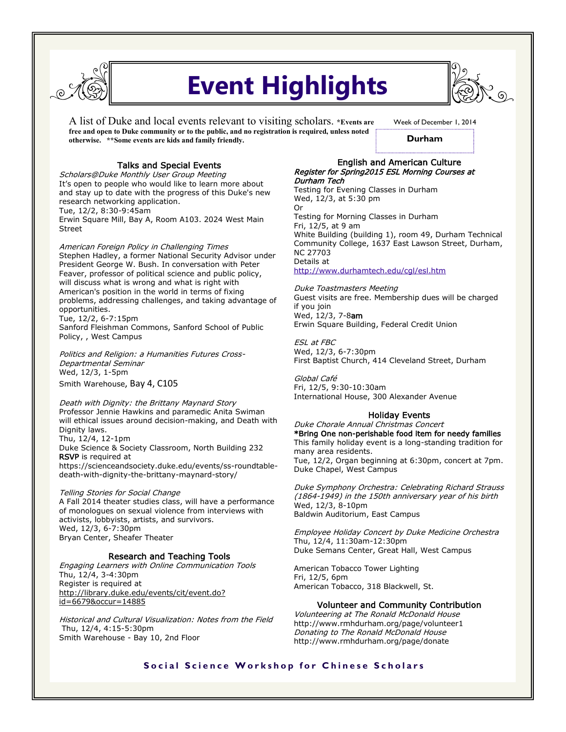# Event Highlights

A list of Duke and local events relevant to visiting scholars. **\*Events are free and open to Duke community or to the public, and no registration is required, unless noted otherwise. \*\*Some events are kids and family friendly.**

Week of December 1, 2014

**Durham**

## Talks and Special Events

*Scholars@Duke Monthly User Group Meeting*
It's open to people who would like to learn more about and stay up to date with the progress of this Duke's new research networking application.
Tue, 12/2, 8:30-9:45am
Erwin Square Mill, Bay A, Room A103. 2024 West Main Street

*American Foreign Policy in Challenging Times*
Stephen Hadley, a former National Security Advisor under President George W. Bush. In conversation with Peter Feaver, professor of political science and public policy, will discuss what is wrong and what is right with American's position in the world in terms of fixing problems, addressing challenges, and taking advantage of opportunities.
Tue, 12/2, 6-7:15pm
Sanford Fleishman Commons, Sanford School of Public Policy, , West Campus

*Politics and Religion: a Humanities Futures Cross-Departmental Seminar*
Wed, 12/3, 1-5pm
Smith Warehouse, Bay 4, C105

*Death with Dignity: the Brittany Maynard Story*
Professor Jennie Hawkins and paramedic Anita Swiman will ethical issues around decision-making, and Death with Dignity laws.
Thu, 12/4, 12-1pm
Duke Science & Society Classroom, North Building 232
**RSVP** is required at
https://scienceandsociety.duke.edu/events/ss-roundtable-death-with-dignity-the-brittany-maynard-story/

*Telling Stories for Social Change*
A Fall 2014 theater studies class, will have a performance of monologues on sexual violence from interviews with activists, lobbyists, artists, and survivors.
Wed, 12/3, 6-7:30pm
Bryan Center, Sheafer Theater

## Research and Teaching Tools

*Engaging Learners with Online Communication Tools*
Thu, 12/4, 3-4:30pm
Register is required at
http://library.duke.edu/events/cit/event.do?id=6679&occur=14885

*Historical and Cultural Visualization: Notes from the Field*
Thu, 12/4, 4:15-5:30pm
Smith Warehouse - Bay 10, 2nd Floor

## English and American Culture

***Register for Spring2015 ESL Morning Courses at Durham Tech***
Testing for Evening Classes in Durham
Wed, 12/3, at 5:30 pm
Or
Testing for Morning Classes in Durham
Fri, 12/5, at 9 am
White Building (building 1), room 49, Durham Technical Community College, 1637 East Lawson Street, Durham, NC 27703
Details at
http://www.durhamtech.edu/cgl/esl.htm

*Duke Toastmasters Meeting*
Guest visits are free. Membership dues will be charged if you join
Wed, 12/3, 7-8am
Erwin Square Building, Federal Credit Union

*ESL at FBC*
Wed, 12/3, 6-7:30pm
First Baptist Church, 414 Cleveland Street, Durham

*Global Café*
Fri, 12/5, 9:30-10:30am
International House, 300 Alexander Avenue

## Holiday Events

*Duke Chorale Annual Christmas Concert*
**\*Bring One non-perishable food item for needy families**
This family holiday event is a long-standing tradition for many area residents.
Tue, 12/2, Organ beginning at 6:30pm, concert at 7pm.
Duke Chapel, West Campus

*Duke Symphony Orchestra: Celebrating Richard Strauss (1864-1949) in the 150th anniversary year of his birth*
Wed, 12/3, 8-10pm
Baldwin Auditorium, East Campus

*Employee Holiday Concert by Duke Medicine Orchestra*
Thu, 12/4, 11:30am-12:30pm
Duke Semans Center, Great Hall, West Campus

American Tobacco Tower Lighting
Fri, 12/5, 6pm
American Tobacco, 318 Blackwell, St.

## Volunteer and Community Contribution

*Volunteering at The Ronald McDonald House*
http://www.rmhdurham.org/page/volunteer1
*Donating to The Ronald McDonald House*
http://www.rmhdurham.org/page/donate

**Social Science Workshop for Chinese Scholars**